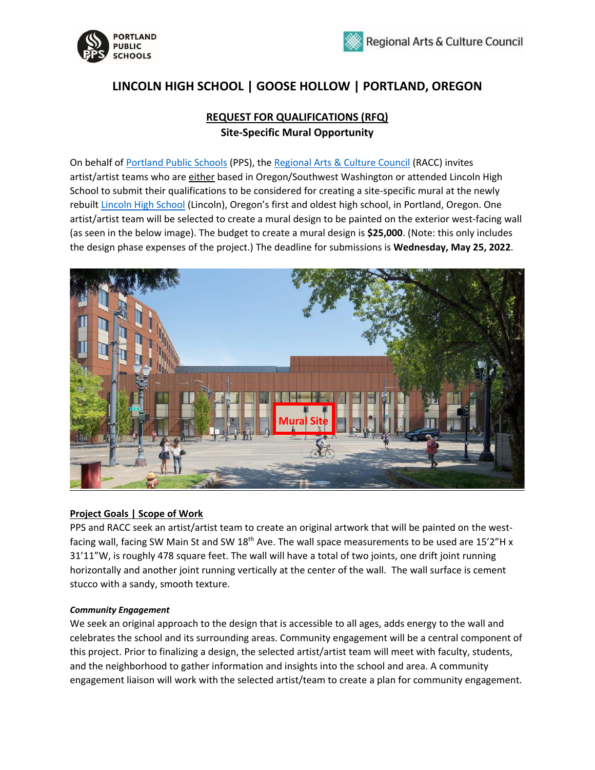# LINCOLN HIGH SCHOOL | GOOSE HOLLOW | PORTLAND, OREGON

## REQUEST FOR QUALIFICATIONS (RFQ)
**Site-Specific Mural Opportunity**

On behalf of Portland Public Schools (PPS), the Regional Arts & Culture Council (RACC) invites artist/artist teams who are either based in Oregon/Southwest Washington or attended Lincoln High School to submit their qualifications to be considered for creating a site-specific mural at the newly rebuilt Lincoln High School (Lincoln), Oregon's first and oldest high school, in Portland, Oregon. One artist/artist team will be selected to create a mural design to be painted on the exterior west-facing wall (as seen in the below image). The budget to create a mural design is **$25,000**. (Note: this only includes the design phase expenses of the project.) The deadline for submissions is **Wednesday, May 25, 2022**.

**Project Goals | Scope of Work**

PPS and RACC seek an artist/artist team to create an original artwork that will be painted on the west-facing wall, facing SW Main St and SW 18th Ave. The wall space measurements to be used are 15'2"H x 31'11"W, is roughly 478 square feet. The wall will have a total of two joints, one drift joint running horizontally and another joint running vertically at the center of the wall. The wall surface is cement stucco with a sandy, smooth texture.

***Community Engagement***

We seek an original approach to the design that is accessible to all ages, adds energy to the wall and celebrates the school and its surrounding areas. Community engagement will be a central component of this project. Prior to finalizing a design, the selected artist/artist team will meet with faculty, students, and the neighborhood to gather information and insights into the school and area. A community engagement liaison will work with the selected artist/team to create a plan for community engagement.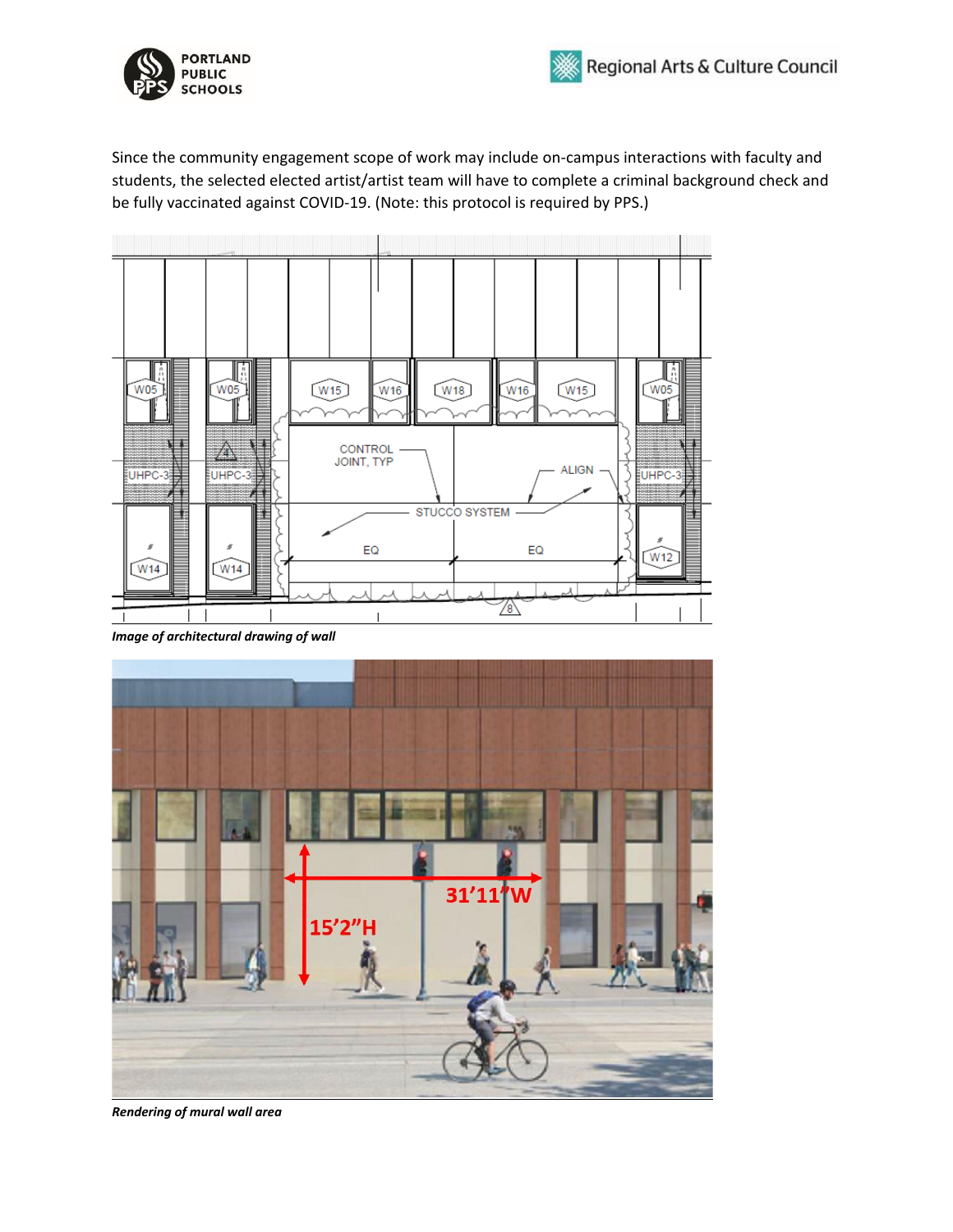Since the community engagement scope of work may include on-campus interactions with faculty and students, the selected elected artist/artist team will have to complete a criminal background check and be fully vaccinated against COVID-19. (Note: this protocol is required by PPS.)

***Image of architectural drawing of wall***

***Rendering of mural wall area***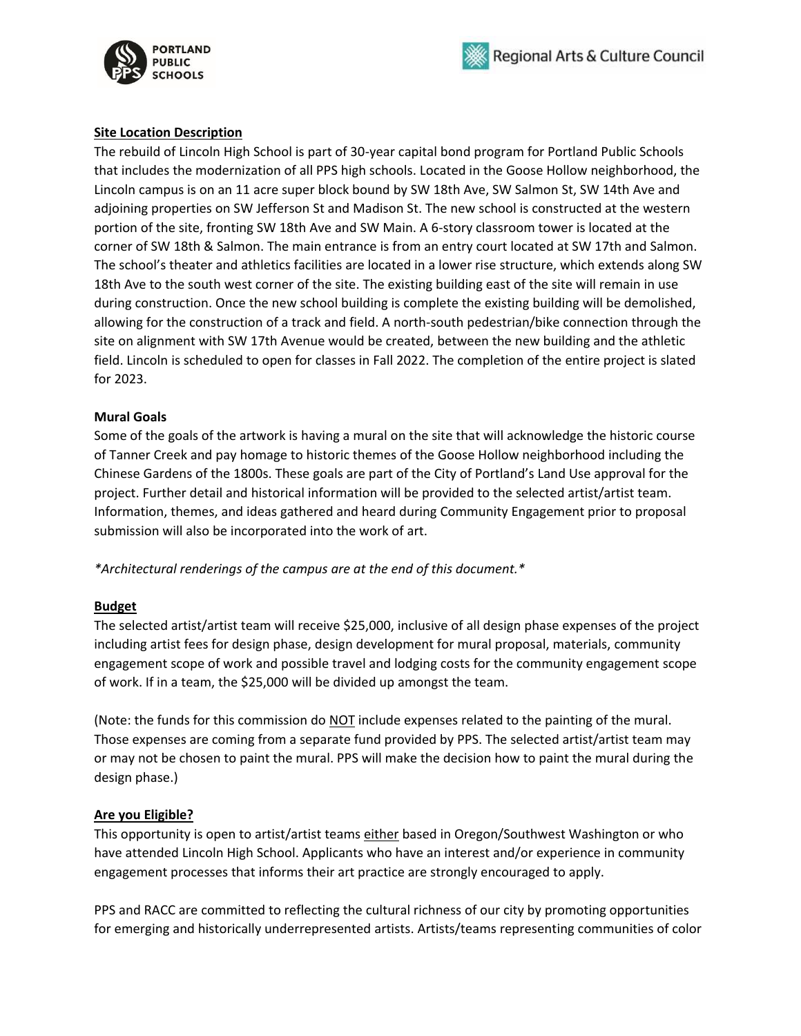**Site Location Description**

The rebuild of Lincoln High School is part of 30-year capital bond program for Portland Public Schools that includes the modernization of all PPS high schools. Located in the Goose Hollow neighborhood, the Lincoln campus is on an 11 acre super block bound by SW 18th Ave, SW Salmon St, SW 14th Ave and adjoining properties on SW Jefferson St and Madison St. The new school is constructed at the western portion of the site, fronting SW 18th Ave and SW Main. A 6-story classroom tower is located at the corner of SW 18th & Salmon. The main entrance is from an entry court located at SW 17th and Salmon. The school's theater and athletics facilities are located in a lower rise structure, which extends along SW 18th Ave to the south west corner of the site. The existing building east of the site will remain in use during construction. Once the new school building is complete the existing building will be demolished, allowing for the construction of a track and field. A north-south pedestrian/bike connection through the site on alignment with SW 17th Avenue would be created, between the new building and the athletic field. Lincoln is scheduled to open for classes in Fall 2022. The completion of the entire project is slated for 2023.

**Mural Goals**

Some of the goals of the artwork is having a mural on the site that will acknowledge the historic course of Tanner Creek and pay homage to historic themes of the Goose Hollow neighborhood including the Chinese Gardens of the 1800s. These goals are part of the City of Portland's Land Use approval for the project. Further detail and historical information will be provided to the selected artist/artist team. Information, themes, and ideas gathered and heard during Community Engagement prior to proposal submission will also be incorporated into the work of art.

*\*Architectural renderings of the campus are at the end of this document.\**

**Budget**

The selected artist/artist team will receive $25,000, inclusive of all design phase expenses of the project including artist fees for design phase, design development for mural proposal, materials, community engagement scope of work and possible travel and lodging costs for the community engagement scope of work. If in a team, the $25,000 will be divided up amongst the team.

(Note: the funds for this commission do NOT include expenses related to the painting of the mural. Those expenses are coming from a separate fund provided by PPS. The selected artist/artist team may or may not be chosen to paint the mural. PPS will make the decision how to paint the mural during the design phase.)

**Are you Eligible?**

This opportunity is open to artist/artist teams either based in Oregon/Southwest Washington or who have attended Lincoln High School. Applicants who have an interest and/or experience in community engagement processes that informs their art practice are strongly encouraged to apply.

PPS and RACC are committed to reflecting the cultural richness of our city by promoting opportunities for emerging and historically underrepresented artists. Artists/teams representing communities of color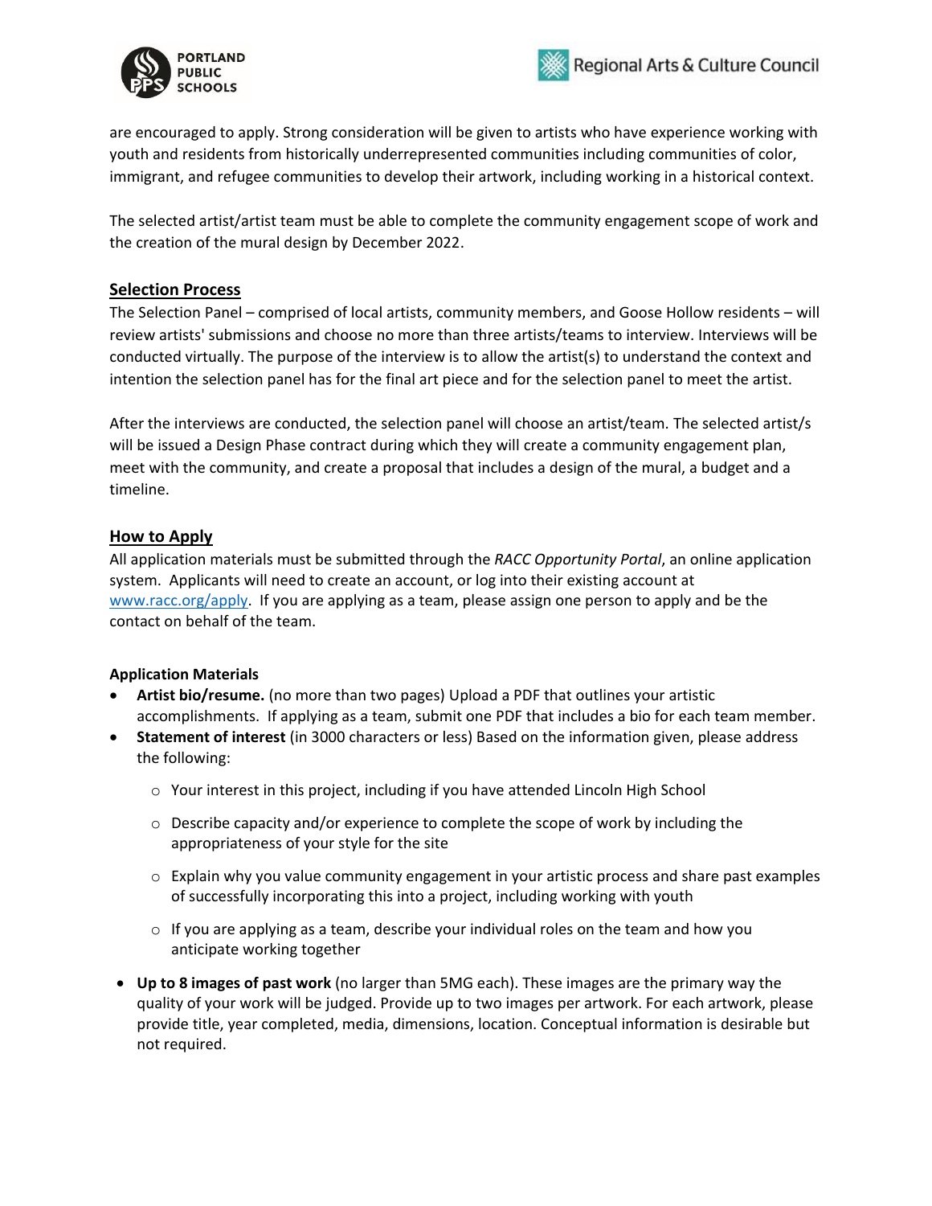are encouraged to apply. Strong consideration will be given to artists who have experience working with youth and residents from historically underrepresented communities including communities of color, immigrant, and refugee communities to develop their artwork, including working in a historical context.

The selected artist/artist team must be able to complete the community engagement scope of work and the creation of the mural design by December 2022.

## Selection Process

The Selection Panel – comprised of local artists, community members, and Goose Hollow residents – will review artists' submissions and choose no more than three artists/teams to interview. Interviews will be conducted virtually. The purpose of the interview is to allow the artist(s) to understand the context and intention the selection panel has for the final art piece and for the selection panel to meet the artist.

After the interviews are conducted, the selection panel will choose an artist/team. The selected artist/s will be issued a Design Phase contract during which they will create a community engagement plan, meet with the community, and create a proposal that includes a design of the mural, a budget and a timeline.

## How to Apply

All application materials must be submitted through the *RACC Opportunity Portal*, an online application system. Applicants will need to create an account, or log into their existing account at [www.racc.org/apply](www.racc.org/apply). If you are applying as a team, please assign one person to apply and be the contact on behalf of the team.

### Application Materials

- **Artist bio/resume.** (no more than two pages) Upload a PDF that outlines your artistic accomplishments. If applying as a team, submit one PDF that includes a bio for each team member.
- **Statement of interest** (in 3000 characters or less) Based on the information given, please address the following:
  - Your interest in this project, including if you have attended Lincoln High School
  - Describe capacity and/or experience to complete the scope of work by including the appropriateness of your style for the site
  - Explain why you value community engagement in your artistic process and share past examples of successfully incorporating this into a project, including working with youth
  - If you are applying as a team, describe your individual roles on the team and how you anticipate working together
- **Up to 8 images of past work** (no larger than 5MG each). These images are the primary way the quality of your work will be judged. Provide up to two images per artwork. For each artwork, please provide title, year completed, media, dimensions, location. Conceptual information is desirable but not required.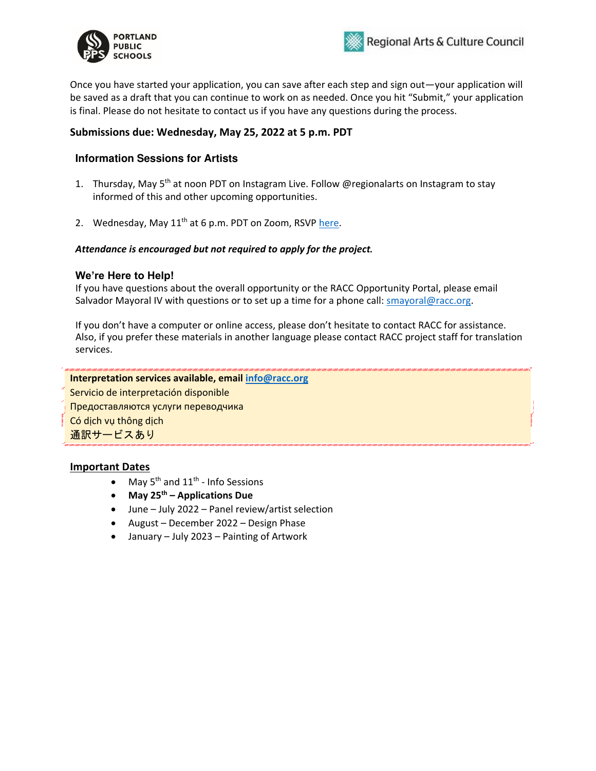Once you have started your application, you can save after each step and sign out—your application will be saved as a draft that you can continue to work on as needed. Once you hit "Submit," your application is final. Please do not hesitate to contact us if you have any questions during the process.

### Submissions due: Wednesday, May 25, 2022 at 5 p.m. PDT

### Information Sessions for Artists

1. Thursday, May 5th at noon PDT on Instagram Live. Follow @regionalarts on Instagram to stay informed of this and other upcoming opportunities.

2. Wednesday, May 11th at 6 p.m. PDT on Zoom, RSVP here.

***Attendance is encouraged but not required to apply for the project.***

### We're Here to Help!

If you have questions about the overall opportunity or the RACC Opportunity Portal, please email Salvador Mayoral IV with questions or to set up a time for a phone call: smayoral@racc.org.

If you don't have a computer or online access, please don't hesitate to contact RACC for assistance. Also, if you prefer these materials in another language please contact RACC project staff for translation services.

**Interpretation services available, email info@racc.org**
Servicio de interpretación disponible
Предоставляются услуги переводчика
Có dịch vụ thông dịch
通訳サービスあり

## Important Dates

- May 5th and 11th - Info Sessions
- **May 25th – Applications Due**
- June – July 2022 – Panel review/artist selection
- August – December 2022 – Design Phase
- January – July 2023 – Painting of Artwork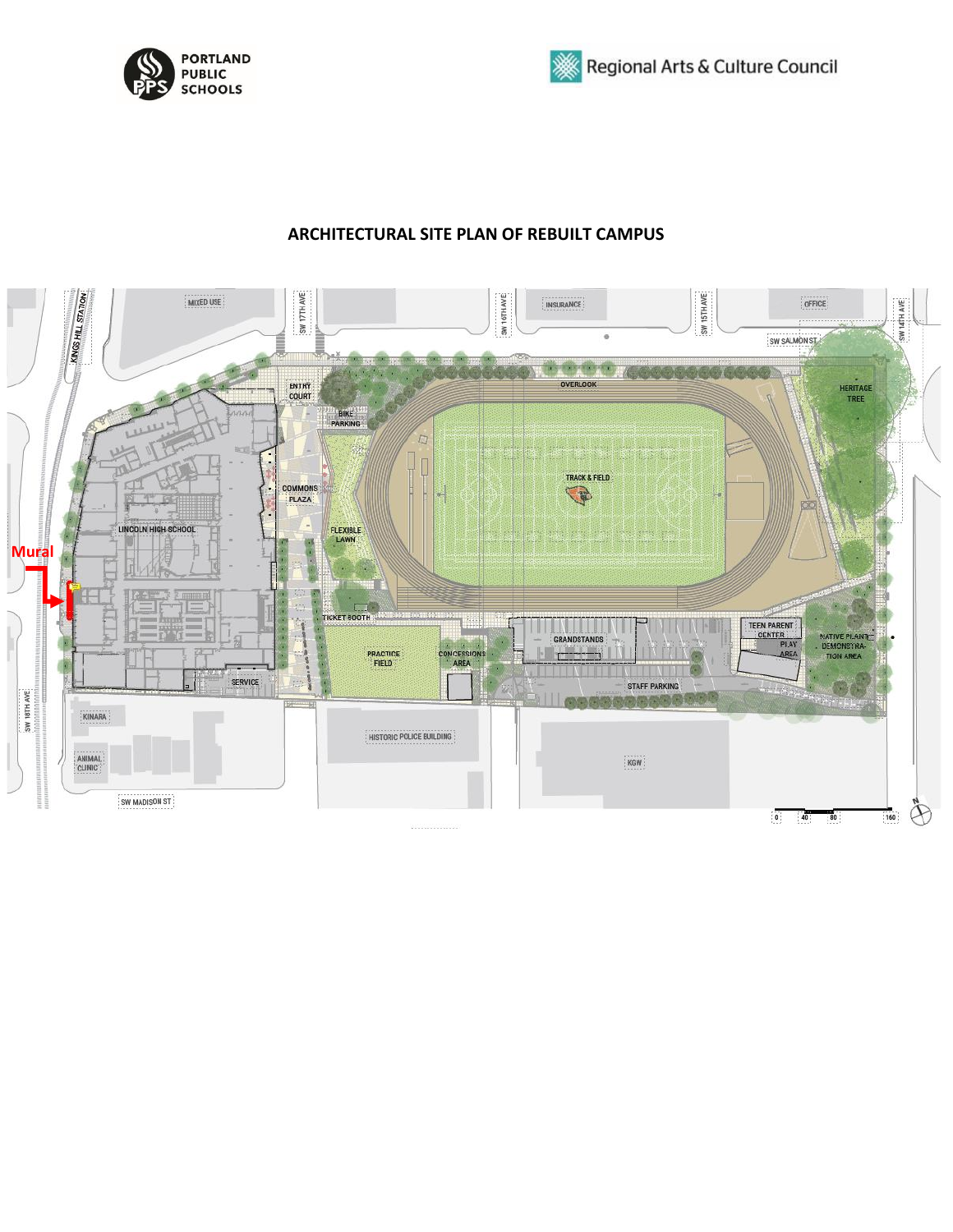## ARCHITECTURAL SITE PLAN OF REBUILT CAMPUS

Mural

MIXED USE

KINGS HILL STATION

SW 17TH AVE

SW 16TH AVE

INSURANCE

SW 15TH AVE

OFFICE

SW 14TH AVE

SW SALMON ST

ENTRY COURT

BIKE PARKING

OVERLOOK

HERITAGE TREE

COMMONS PLAZA

TRACK & FIELD

LINCOLN HIGH SCHOOL

FLEXIBLE LAWN

TICKET BOOTH

PRACTICE FIELD

CONCESSIONS AREA

GRANDSTANDS

TEEN PARENT CENTER

PLAY AREA

NATIVE PLANT DEMONSTRATION AREA

STAFF PARKING

SERVICE

SW 18TH AVE

KINARA

HISTORIC POLICE BUILDING

ANIMAL CLINIC

KGW

SW MADISON ST

0 40 80 160

N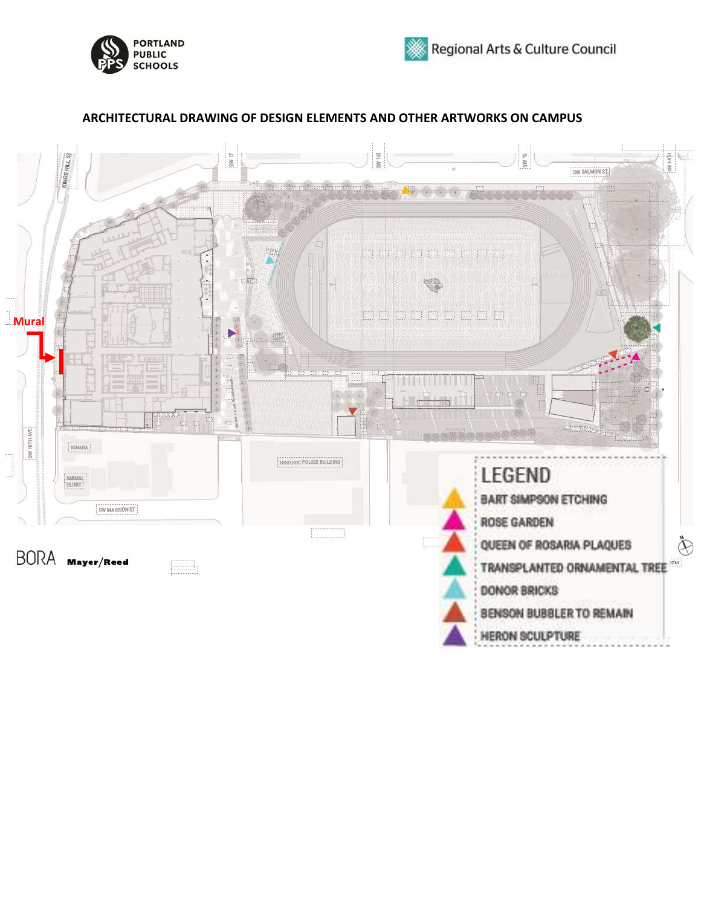PORTLAND PUBLIC SCHOOLS

Regional Arts & Culture Council

## ARCHITECTURAL DRAWING OF DESIGN ELEMENTS AND OTHER ARTWORKS ON CAMPUS

Mural

KINGS HILL ST

SW 17

SW 16

SW 15

SW 14TH

SW SALMON ST

SW 18TH AVE

KINARA

ANIMAL CLINIC

SW MADISON ST

HISTORIC POLICE BUILDING

LEGEND

- BART SIMPSON ETCHING
- ROSE GARDEN
- QUEEN OF ROSARIA PLAQUES
- TRANSPLANTED ORNAMENTAL TREE
- DONOR BRICKS
- BENSON BUBBLER TO REMAIN
- HERON SCULPTURE

BORA Mayer/Reed